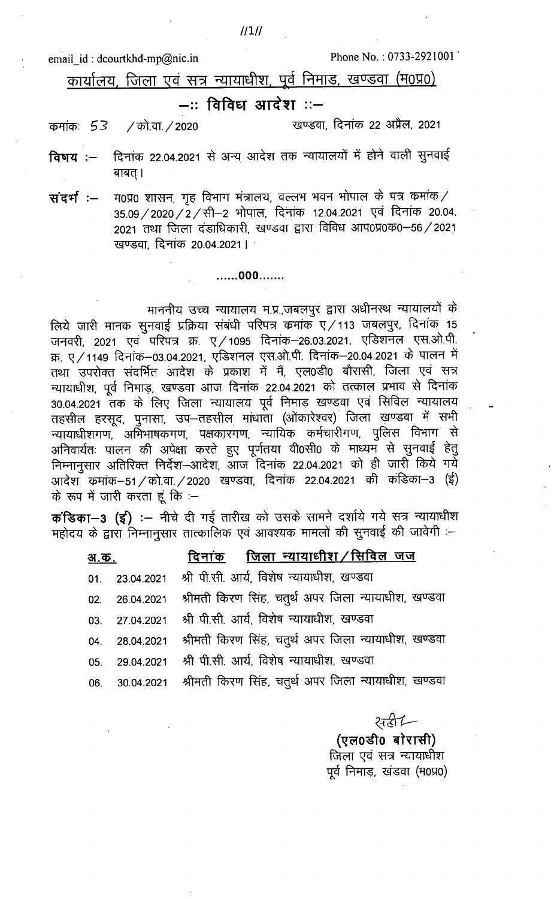email_id : dcourtkhd-mp@nic.in

Phone No. : 0733-2921001

## कार्यालय, जिला एवं सत्र न्यायाधीश, पूर्व निमाड, खण्डवा (म0प्र0)

### –:: विविध आदेश ::–

क्रमांकः 53 / को.वा. / 2020

खण्डवा, दिनांक 22 अप्रैल, 2021

**विषय :–** दिनांक 22.04.2021 से अन्य आदेश तक न्यायालयों में होने वाली सुनवाई बाबत्।

**संदर्भ :–** म0प्र0 शासन, गृह विभाग मंत्रालय, वल्लभ भवन भोपाल के पत्र क्रमांक / 35.09 / 2020 / 2 / सी–2 भोपाल, दिनांक 12.04.2021 एवं दिनांक 20.04.2021 तथा जिला दंडाधिकारी, खण्डवा द्वारा विविध आप0प्र0क0–56 / 2021 खण्डवा, दिनांक 20.04.2021।

......000.......

माननीय उच्च न्यायालय म.प्र.,जबलपुर द्वारा अधीनस्थ न्यायालयों के लिये जारी मानक सुनवाई प्रक्रिया संबंधी परिपत्र क्रमांक ए / 113 जबलपुर, दिनांक 15 जनवरी, 2021 एवं परिपत्र क्र. ए / 1095 दिनांक–26.03.2021, एडिशनल एस.ओ.पी. क्र. ए / 1149 दिनांक–03.04.2021, एडिशनल एस.ओ.पी. दिनांक–20.04.2021 के पालन में तथा उपरोक्त संदर्भित आदेश के प्रकाश में मैं, एल0डी0 बौरासी, जिला एवं सत्र न्यायाधीश, पूर्व निमाड, खण्डवा आज दिनांक 22.04.2021 को तत्काल प्रभाव से दिनांक 30.04.2021 तक के लिए जिला न्यायालय पूर्व निमाड़ खण्डवा एवं सिविल न्यायालय तहसील हरसूद, पुनासा, उप–तहसील मांधाता (ओंकारेश्वर) जिला खण्डवा में सभी न्यायाधीशगण, अभिभाषकगण, पक्षकारगण, न्यायिक कर्मचारीगण, पुलिस विभाग से अनिवार्यतः पालन की अपेक्षा करते हुए पूर्णतया वी0सी0 के माध्यम से सुनवाई हेतु निम्नानुसार अतिरिक्त निर्देश–आदेश, आज दिनांक 22.04.2021 को ही जारी किये गये आदेश कमांक–51 / को.वा. / 2020 खण्डवा, दिनांक 22.04.2021 की कंडिका–3 (ई) के रूप में जारी करता हूं कि :–

**कंडिका–3 (ई) :–** नीचे दी गई तारीख को उसके सामने दर्शाये गये सत्र न्यायाधीश महोदय के द्वारा निम्नानुसार तात्कालिक एवं आवश्यक मामलों की सुनवाई की जावेगी :–

| अ.क. | दिनांक | जिला न्यायाधीश / सिविल जज |
|---|---|---|
| 01. | 23.04.2021 | श्री पी.सी. आर्य, विशेष न्यायाधीश, खण्डवा |
| 02. | 26.04.2021 | श्रीमती किरण सिंह, चतुर्थ अपर जिला न्यायाधीश, खण्डवा |
| 03. | 27.04.2021 | श्री पी.सी. आर्य, विशेष न्यायाधीश, खण्डवा |
| 04. | 28.04.2021 | श्रीमती किरण सिंह, चतुर्थ अपर जिला न्यायाधीश, खण्डवा |
| 05. | 29.04.2021 | श्री पी.सी. आर्य, विशेष न्यायाधीश, खण्डवा |
| 06. | 30.04.2021 | श्रीमती किरण सिंह, चतुर्थ अपर जिला न्यायाधीश, खण्डवा |

सही/-

**(एल0डी0 बोरासी)**
जिला एवं सत्र न्यायाधीश
पूर्व निमाड़, खंडवा (म0प्र0)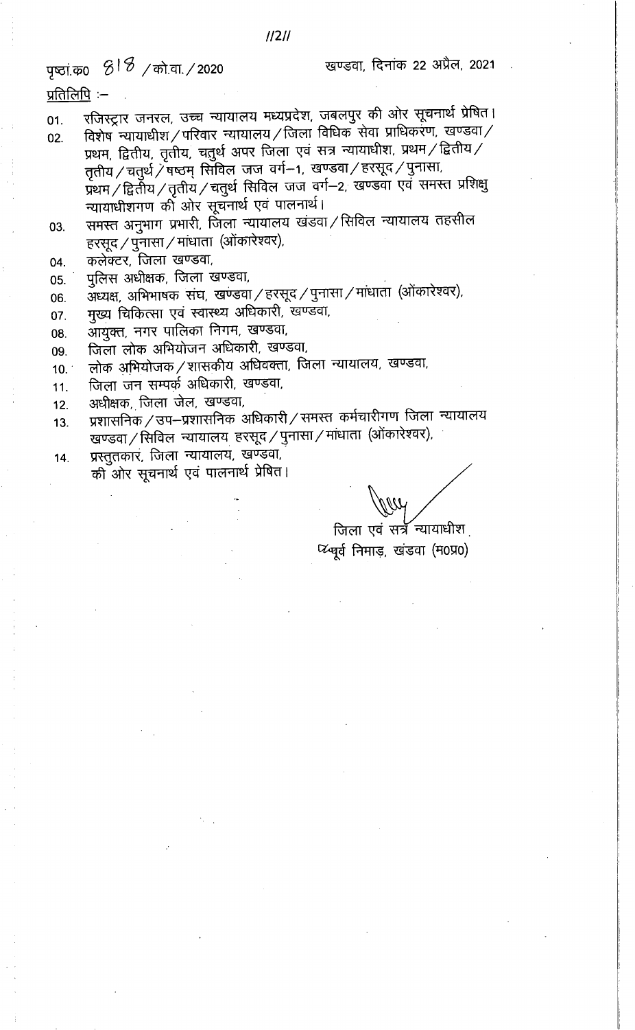पृष्ठां.क0 818 / को.वा. / 2020 खण्डवा, दिनांक 22 अप्रैल, 2021

<u>प्रतिलिपि</u> :–

01. रजिस्ट्रार जनरल, उच्च न्यायालय मध्यप्रदेश, जबलपुर की ओर सूचनार्थ प्रेषित।
02. विशेष न्यायाधीश / परिवार न्यायालय / जिला विधिक सेवा प्राधिकरण, खण्डवा / प्रथम, द्वितीय, तृतीय, चतुर्थ अपर जिला एवं सत्र न्यायाधीश, प्रथम / द्वितीय / तृतीय / चतुर्थ / षष्ठम् सिविल जज वर्ग–1, खण्डवा / हरसूद / पुनासा, प्रथम / द्वितीय / तृतीय / चतुर्थ सिविल जज वर्ग–2, खण्डवा एवं समस्त प्रशिक्षु न्यायाधीशगण की ओर सूचनार्थ एवं पालनार्थ।
03. समस्त अनुभाग प्रभारी, जिला न्यायालय खंडवा / सिविल न्यायालय तहसील हरसूद / पुनासा / मांधाता (ओंकारेश्वर),
04. कलेक्टर, जिला खण्डवा,
05. पुलिस अधीक्षक, जिला खण्डवा,
06. अध्यक्ष, अभिभाषक संघ, खण्डवा / हरसूद / पुनासा / मांधाता (ओंकारेश्वर),
07. मुख्य चिकित्सा एवं स्वास्थ्य अधिकारी, खण्डवा,
08. आयुक्त, नगर पालिका निगम, खण्डवा,
09. जिला लोक अभियोजन अधिकारी, खण्डवा,
10. लोक अभियोजक / शासकीय अधिवक्ता, जिला न्यायालय, खण्डवा,
11. जिला जन सम्पर्क अधिकारी, खण्डवा,
12. अधीक्षक, जिला जेल, खण्डवा,
13. प्रशासनिक / उप–प्रशासनिक अधिकारी / समस्त कर्मचारीगण जिला न्यायालय खण्डवा / सिविल न्यायालय हरसूद / पुनासा / मांधाता (ओंकारेश्वर),
14. प्रस्तुतकार, जिला न्यायालय, खण्डवा,

की ओर सूचनार्थ एवं पालनार्थ प्रेषित।

जिला एवं सत्र न्यायाधीश
पूर्व निमाड़, खंडवा (म0प्र0)